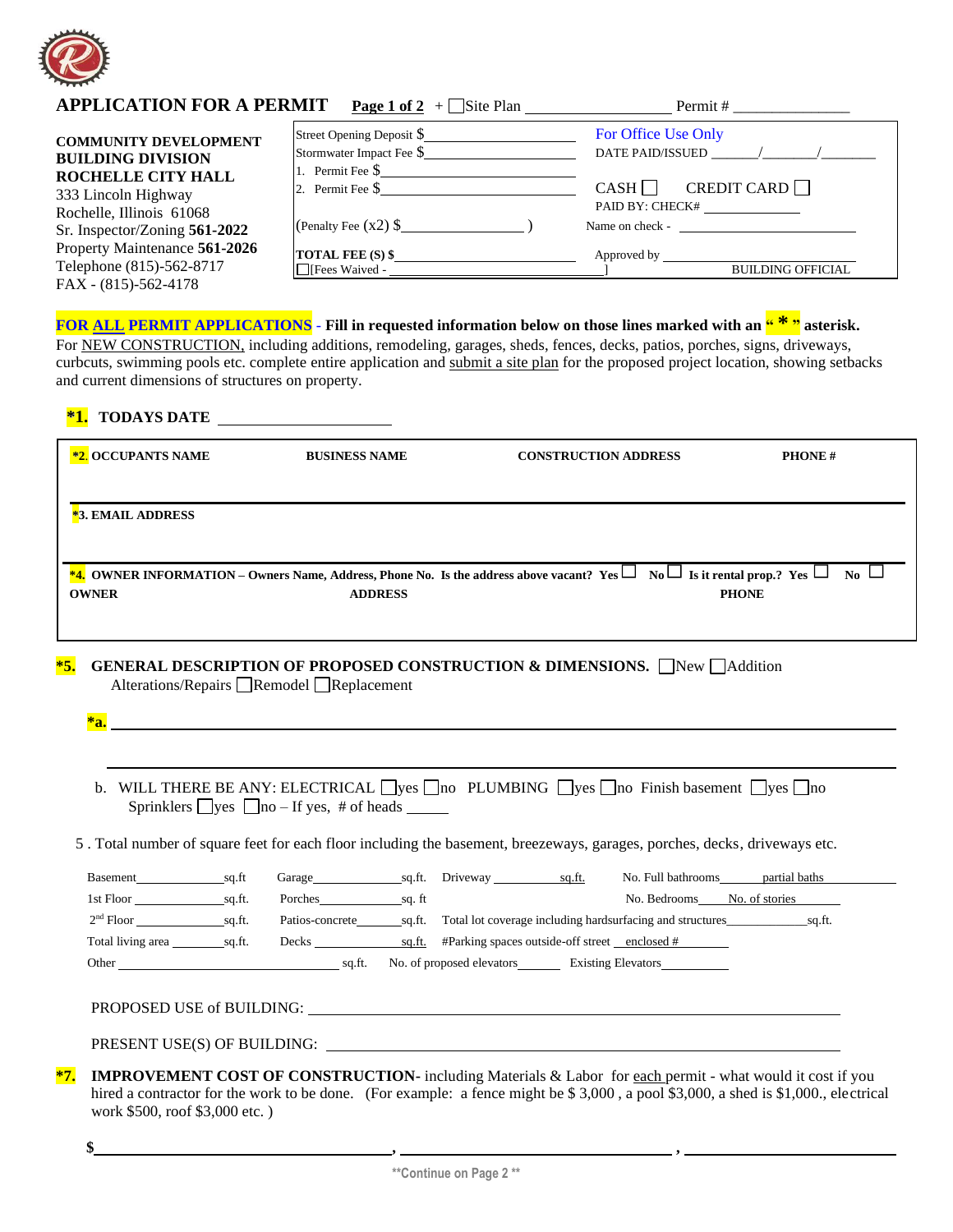# APPLICATION FOR A PERMIT

**Page 1 of 2** + ☐ Site Plan ________________ Permit # ______________

**COMMUNITY DEVELOPMENT**
**BUILDING DIVISION**
**ROCHELLE CITY HALL**
333 Lincoln Highway
Rochelle, Illinois 61068
Sr. Inspector/Zoning **561-2022**
Property Maintenance **561-2026**
Telephone (815)-562-8717
FAX - (815)-562-4178

| | For Office Use Only |
|---|---|
| Street Opening Deposit $__________ | DATE PAID/ISSUED ____/____/____ |
| Stormwater Impact Fee $__________ | |
| 1. Permit Fee $__________ | CASH ☐ CREDIT CARD ☐ |
| 2. Permit Fee $__________ | PAID BY: CHECK# __________ |
| (Penalty Fee (x2) $__________ ) | Name on check - __________ |
| **TOTAL FEE (S) $**__________ | Approved by __________ |
| ☐[Fees Waived - __________] | BUILDING OFFICIAL |

**FOR ALL PERMIT APPLICATIONS** - **Fill in requested information below on those lines marked with an " * " asterisk.**
For NEW CONSTRUCTION, including additions, remodeling, garages, sheds, fences, decks, patios, porches, signs, driveways, curbcuts, swimming pools etc. complete entire application and submit a site plan for the proposed project location, showing setbacks and current dimensions of structures on property.

**\*1. TODAYS DATE** ____________________

| **\*2. OCCUPANTS NAME** | **BUSINESS NAME** | **CONSTRUCTION ADDRESS** | **PHONE #** |
|---|---|---|---|
| | | | |

**\*3. EMAIL ADDRESS**

**\*4. OWNER INFORMATION – Owners Name, Address, Phone No. Is the address above vacant? Yes ☐ No ☐ Is it rental prop.? Yes ☐ No ☐**

| **OWNER** | **ADDRESS** | **PHONE** |
|---|---|---|
| | | |

**\*5. GENERAL DESCRIPTION OF PROPOSED CONSTRUCTION & DIMENSIONS.** ☐New ☐Addition Alterations/Repairs ☐Remodel ☐Replacement

**\*a.** ______________________________________________

______________________________________________

b. WILL THERE BE ANY: ELECTRICAL ☐yes ☐no PLUMBING ☐yes ☐no Finish basement ☐yes ☐no Sprinklers ☐yes ☐no – If yes, # of heads _____

5 . Total number of square feet for each floor including the basement, breezeways, garages, porches, decks, driveways etc.

Basement ________ sq.ft  Garage ________ sq.ft.  Driveway ________ sq.ft.  No. Full bathrooms ______ partial baths ______
1st Floor ________ sq.ft.  Porches ________ sq. ft  No. Bedrooms ______ No. of stories ______
2nd Floor ________ sq.ft.  Patios-concrete ______ sq.ft.  Total lot coverage including hardsurfacing and structures ________ sq.ft.
Total living area ______ sq.ft.  Decks ________ sq.ft.  #Parking spaces outside-off street ____ enclosed # ______
Other ________________ sq.ft.  No. of proposed elevators ______ Existing Elevators ______

PROPOSED USE of BUILDING: ______________________________________________

PRESENT USE(S) OF BUILDING: ______________________________________________

**\*7. IMPROVEMENT COST OF CONSTRUCTION-** including Materials & Labor for each permit - what would it cost if you hired a contractor for the work to be done. (For example: a fence might be $ 3,000 , a pool $3,000, a shed is $1,000., electrical work $500, roof $3,000 etc. )

**$** ____________________ , ____________________ , ____________________

\*\*Continue on Page 2 \*\*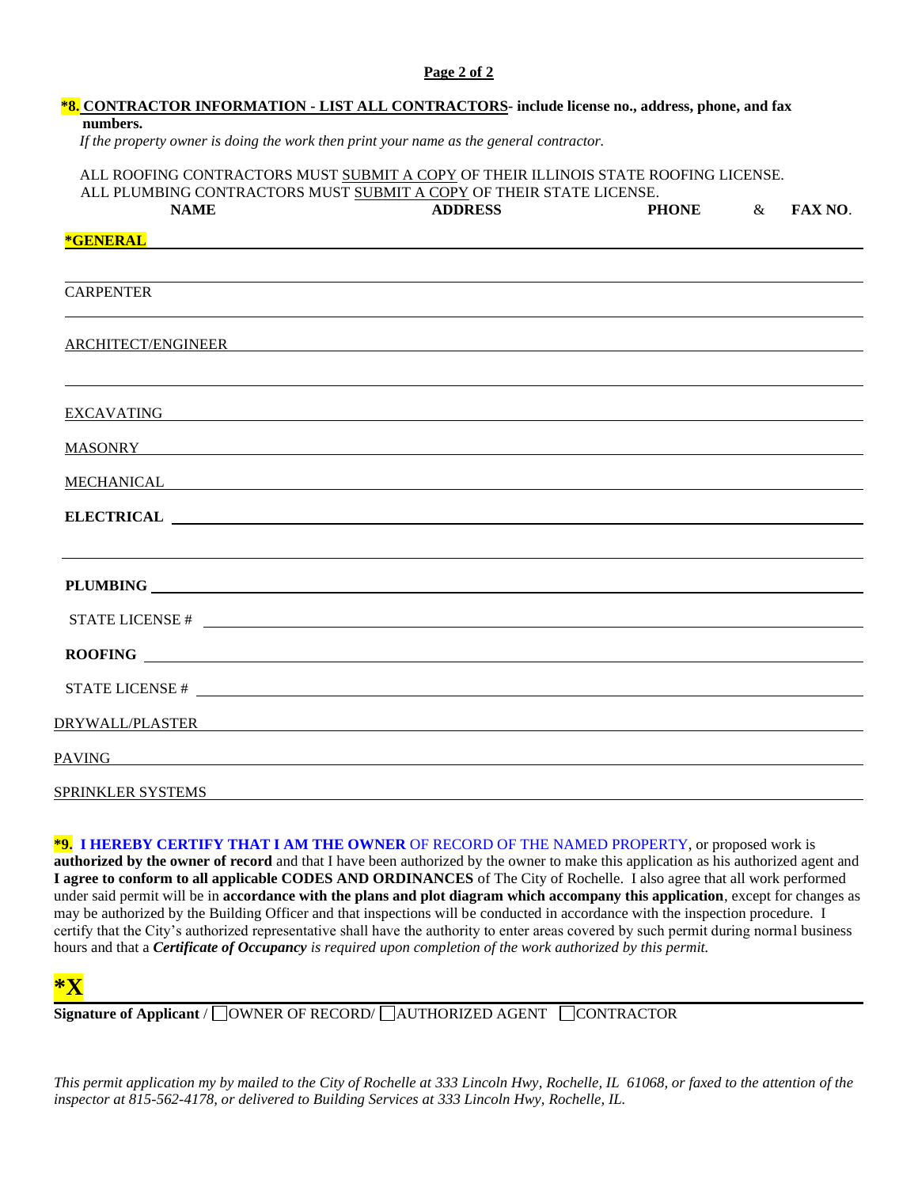**\*8. CONTRACTOR INFORMATION - LIST ALL CONTRACTORS- include license no., address, phone, and fax numbers.**

*If the property owner is doing the work then print your name as the general contractor.*

ALL ROOFING CONTRACTORS MUST SUBMIT A COPY OF THEIR ILLINOIS STATE ROOFING LICENSE.
ALL PLUMBING CONTRACTORS MUST SUBMIT A COPY OF THEIR STATE LICENSE.

| NAME | ADDRESS | PHONE & FAX NO. |
|---|---|---|
| **\*GENERAL** | | |
| | | |
| CARPENTER | | |
| ARCHITECT/ENGINEER | | |
| | | |
| EXCAVATING | | |
| MASONRY | | |
| MECHANICAL | | |
| **ELECTRICAL** | | |
| | | |
| **PLUMBING** | | |
| STATE LICENSE # | | |
| **ROOFING** | | |
| STATE LICENSE # | | |
| DRYWALL/PLASTER | | |
| PAVING | | |
| SPRINKLER SYSTEMS | | |

**\*9. I HEREBY CERTIFY THAT I AM THE OWNER** OF RECORD OF THE NAMED PROPERTY, or proposed work is **authorized by the owner of record** and that I have been authorized by the owner to make this application as his authorized agent and **I agree to conform to all applicable CODES AND ORDINANCES** of The City of Rochelle. I also agree that all work performed under said permit will be in **accordance with the plans and plot diagram which accompany this application**, except for changes as may be authorized by the Building Officer and that inspections will be conducted in accordance with the inspection procedure. I certify that the City's authorized representative shall have the authority to enter areas covered by such permit during normal business hours and that a ***Certificate of Occupancy** is required upon completion of the work authorized by this permit.*

**\*X** ______________________________________________

**Signature of Applicant** / ☐ OWNER OF RECORD/ ☐ AUTHORIZED AGENT ☐ CONTRACTOR

*This permit application my by mailed to the City of Rochelle at 333 Lincoln Hwy, Rochelle, IL 61068, or faxed to the attention of the inspector at 815-562-4178, or delivered to Building Services at 333 Lincoln Hwy, Rochelle, IL.*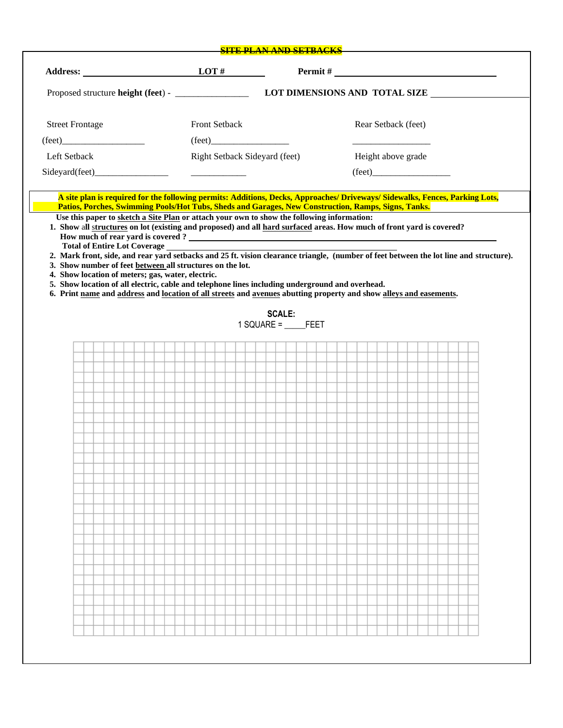# SITE PLAN AND SETBACKS

**Address:** ______________________ **LOT #** ________ **Permit #** ______________________________

Proposed structure **height (feet)** - _______________ **LOT DIMENSIONS AND TOTAL SIZE** __________________

Street Frontage (feet)_________________

Front Setback (feet)________________

Rear Setback (feet) ________________

Left Setback Sideyard(feet)________________

Right Setback Sideyard (feet) ___________

Height above grade (feet)________________

**A site plan is required for the following permits: Additions, Decks, Approaches/ Driveways/ Sidewalks, Fences, Parking Lots, Patios, Porches, Swimming Pools/Hot Tubs, Sheds and Garages, New Construction, Ramps, Signs, Tanks.**

**Use this paper to sketch a Site Plan or attach your own to show the following information:**

1. **Show all structures on lot (existing and proposed) and all hard surfaced areas. How much of front yard is covered? How much of rear yard is covered ?** ______________________________
   **Total of Entire Lot Coverage** ______________________________
2. **Mark front, side, and rear yard setbacks and 25 ft. vision clearance triangle, (number of feet between the lot line and structure).**
3. **Show number of feet between all structures on the lot.**
4. **Show location of meters; gas, water, electric.**
5. **Show location of all electric, cable and telephone lines including underground and overhead.**
6. **Print name and address and location of all streets and avenues abutting property and show alleys and easements.**

**SCALE:**
1 SQUARE = _____FEET